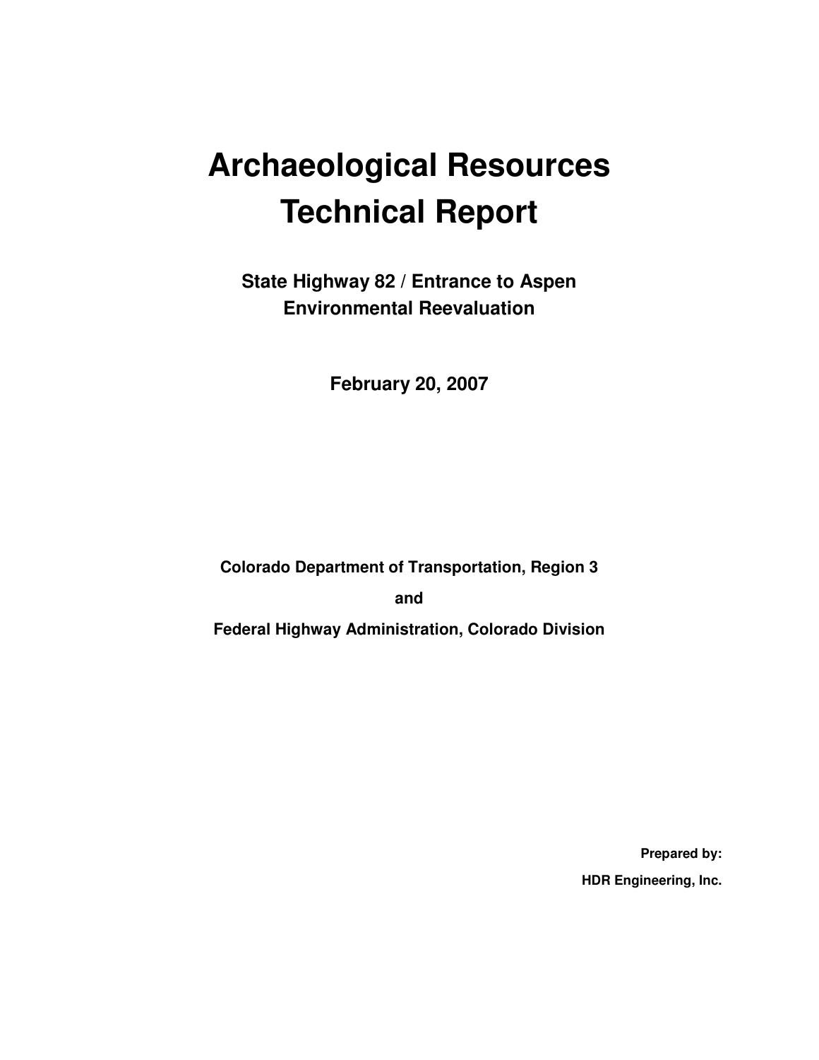# Archaeological Resources Technical Report

## State Highway 82 / Entrance to Aspen Environmental Reevaluation

**February 20, 2007**

**Colorado Department of Transportation, Region 3**

**and**

**Federal Highway Administration, Colorado Division**

**Prepared by:**

**HDR Engineering, Inc.**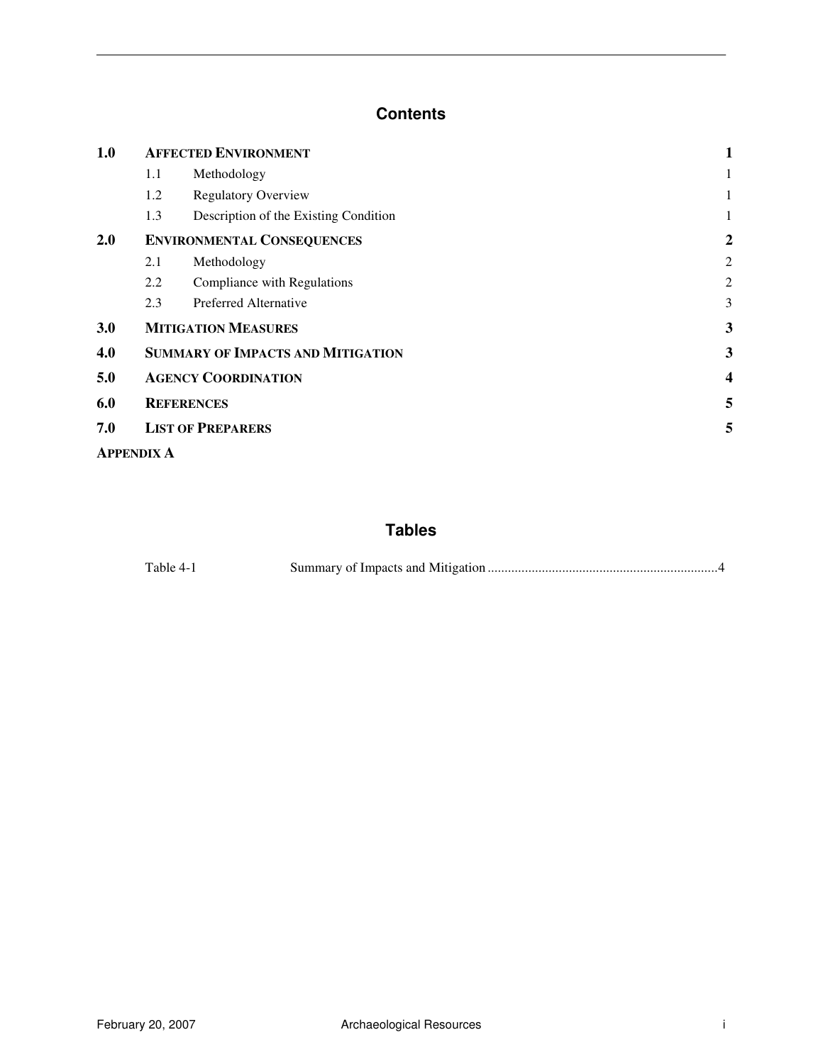## Contents

| | | |
|---|---|---|
| **1.0** | **AFFECTED ENVIRONMENT** | **1** |
| 1.1 | Methodology | 1 |
| 1.2 | Regulatory Overview | 1 |
| 1.3 | Description of the Existing Condition | 1 |
| **2.0** | **ENVIRONMENTAL CONSEQUENCES** | **2** |
| 2.1 | Methodology | 2 |
| 2.2 | Compliance with Regulations | 2 |
| 2.3 | Preferred Alternative | 3 |
| **3.0** | **MITIGATION MEASURES** | **3** |
| **4.0** | **SUMMARY OF IMPACTS AND MITIGATION** | **3** |
| **5.0** | **AGENCY COORDINATION** | **4** |
| **6.0** | **REFERENCES** | **5** |
| **7.0** | **LIST OF PREPARERS** | **5** |
| **APPENDIX A** | | |

## Tables

Table 4-1 Summary of Impacts and Mitigation ....................................................................4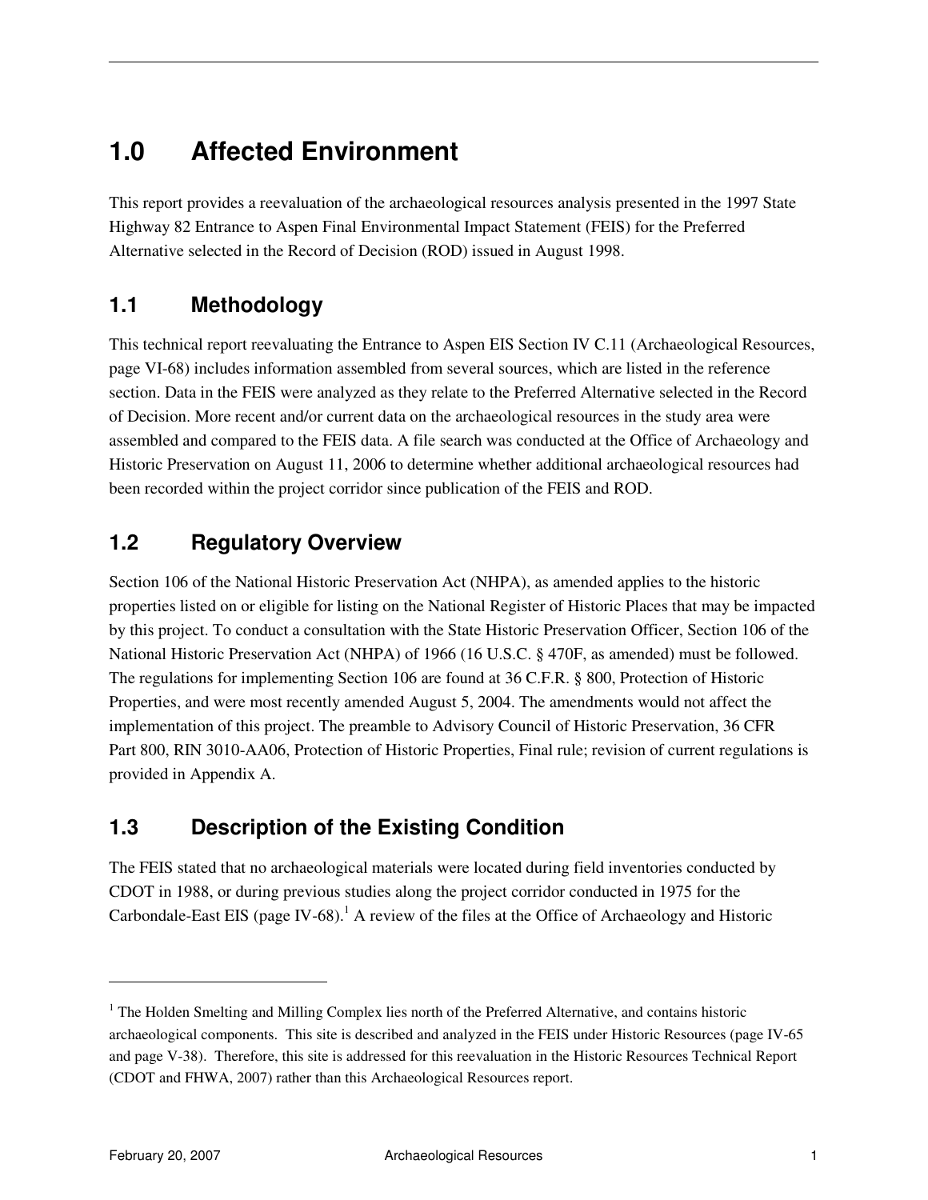# 1.0 Affected Environment

This report provides a reevaluation of the archaeological resources analysis presented in the 1997 State Highway 82 Entrance to Aspen Final Environmental Impact Statement (FEIS) for the Preferred Alternative selected in the Record of Decision (ROD) issued in August 1998.

## 1.1 Methodology

This technical report reevaluating the Entrance to Aspen EIS Section IV C.11 (Archaeological Resources, page VI-68) includes information assembled from several sources, which are listed in the reference section. Data in the FEIS were analyzed as they relate to the Preferred Alternative selected in the Record of Decision. More recent and/or current data on the archaeological resources in the study area were assembled and compared to the FEIS data. A file search was conducted at the Office of Archaeology and Historic Preservation on August 11, 2006 to determine whether additional archaeological resources had been recorded within the project corridor since publication of the FEIS and ROD.

## 1.2 Regulatory Overview

Section 106 of the National Historic Preservation Act (NHPA), as amended applies to the historic properties listed on or eligible for listing on the National Register of Historic Places that may be impacted by this project. To conduct a consultation with the State Historic Preservation Officer, Section 106 of the National Historic Preservation Act (NHPA) of 1966 (16 U.S.C. § 470F, as amended) must be followed. The regulations for implementing Section 106 are found at 36 C.F.R. § 800, Protection of Historic Properties, and were most recently amended August 5, 2004. The amendments would not affect the implementation of this project. The preamble to Advisory Council of Historic Preservation, 36 CFR Part 800, RIN 3010-AA06, Protection of Historic Properties, Final rule; revision of current regulations is provided in Appendix A.

## 1.3 Description of the Existing Condition

The FEIS stated that no archaeological materials were located during field inventories conducted by CDOT in 1988, or during previous studies along the project corridor conducted in 1975 for the Carbondale-East EIS (page IV-68).[1] A review of the files at the Office of Archaeology and Historic

---

[1] The Holden Smelting and Milling Complex lies north of the Preferred Alternative, and contains historic archaeological components. This site is described and analyzed in the FEIS under Historic Resources (page IV-65 and page V-38). Therefore, this site is addressed for this reevaluation in the Historic Resources Technical Report (CDOT and FHWA, 2007) rather than this Archaeological Resources report.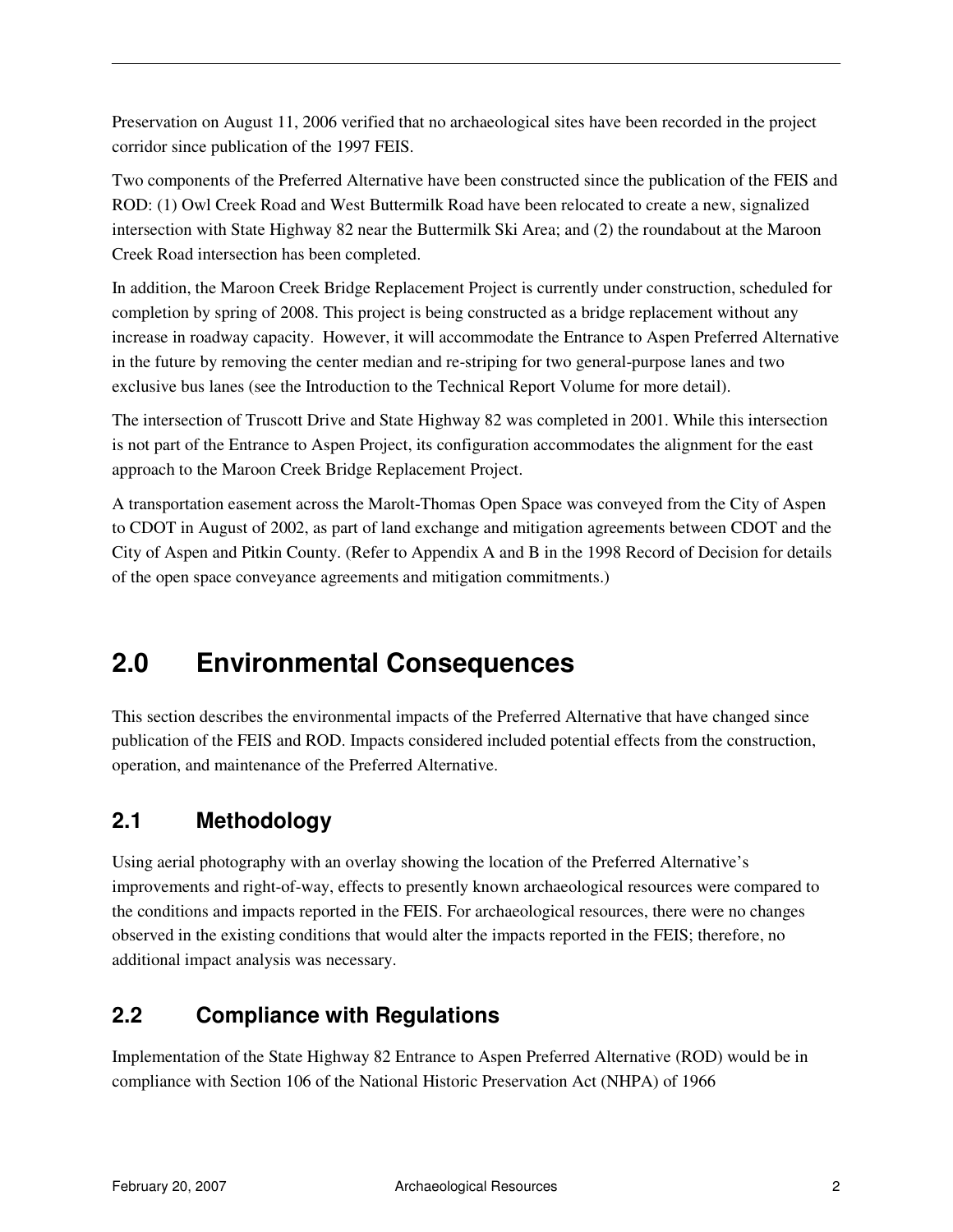Preservation on August 11, 2006 verified that no archaeological sites have been recorded in the project corridor since publication of the 1997 FEIS.

Two components of the Preferred Alternative have been constructed since the publication of the FEIS and ROD: (1) Owl Creek Road and West Buttermilk Road have been relocated to create a new, signalized intersection with State Highway 82 near the Buttermilk Ski Area; and (2) the roundabout at the Maroon Creek Road intersection has been completed.

In addition, the Maroon Creek Bridge Replacement Project is currently under construction, scheduled for completion by spring of 2008. This project is being constructed as a bridge replacement without any increase in roadway capacity. However, it will accommodate the Entrance to Aspen Preferred Alternative in the future by removing the center median and re-striping for two general-purpose lanes and two exclusive bus lanes (see the Introduction to the Technical Report Volume for more detail).

The intersection of Truscott Drive and State Highway 82 was completed in 2001. While this intersection is not part of the Entrance to Aspen Project, its configuration accommodates the alignment for the east approach to the Maroon Creek Bridge Replacement Project.

A transportation easement across the Marolt-Thomas Open Space was conveyed from the City of Aspen to CDOT in August of 2002, as part of land exchange and mitigation agreements between CDOT and the City of Aspen and Pitkin County. (Refer to Appendix A and B in the 1998 Record of Decision for details of the open space conveyance agreements and mitigation commitments.)

# 2.0 Environmental Consequences

This section describes the environmental impacts of the Preferred Alternative that have changed since publication of the FEIS and ROD. Impacts considered included potential effects from the construction, operation, and maintenance of the Preferred Alternative.

## 2.1 Methodology

Using aerial photography with an overlay showing the location of the Preferred Alternative's improvements and right-of-way, effects to presently known archaeological resources were compared to the conditions and impacts reported in the FEIS. For archaeological resources, there were no changes observed in the existing conditions that would alter the impacts reported in the FEIS; therefore, no additional impact analysis was necessary.

## 2.2 Compliance with Regulations

Implementation of the State Highway 82 Entrance to Aspen Preferred Alternative (ROD) would be in compliance with Section 106 of the National Historic Preservation Act (NHPA) of 1966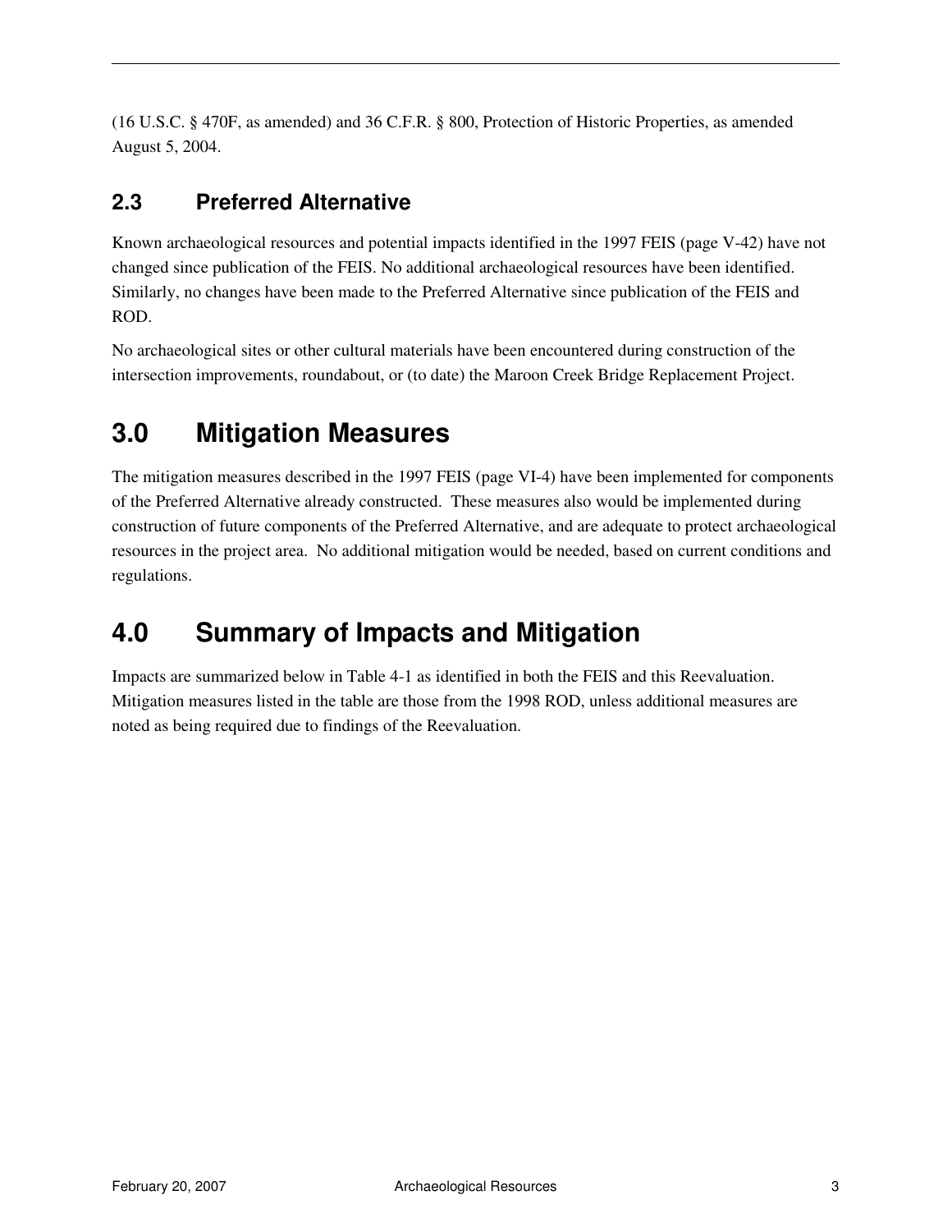(16 U.S.C. § 470F, as amended) and 36 C.F.R. § 800, Protection of Historic Properties, as amended August 5, 2004.

### 2.3 Preferred Alternative

Known archaeological resources and potential impacts identified in the 1997 FEIS (page V-42) have not changed since publication of the FEIS. No additional archaeological resources have been identified. Similarly, no changes have been made to the Preferred Alternative since publication of the FEIS and ROD.

No archaeological sites or other cultural materials have been encountered during construction of the intersection improvements, roundabout, or (to date) the Maroon Creek Bridge Replacement Project.

## 3.0 Mitigation Measures

The mitigation measures described in the 1997 FEIS (page VI-4) have been implemented for components of the Preferred Alternative already constructed. These measures also would be implemented during construction of future components of the Preferred Alternative, and are adequate to protect archaeological resources in the project area. No additional mitigation would be needed, based on current conditions and regulations.

## 4.0 Summary of Impacts and Mitigation

Impacts are summarized below in Table 4-1 as identified in both the FEIS and this Reevaluation. Mitigation measures listed in the table are those from the 1998 ROD, unless additional measures are noted as being required due to findings of the Reevaluation.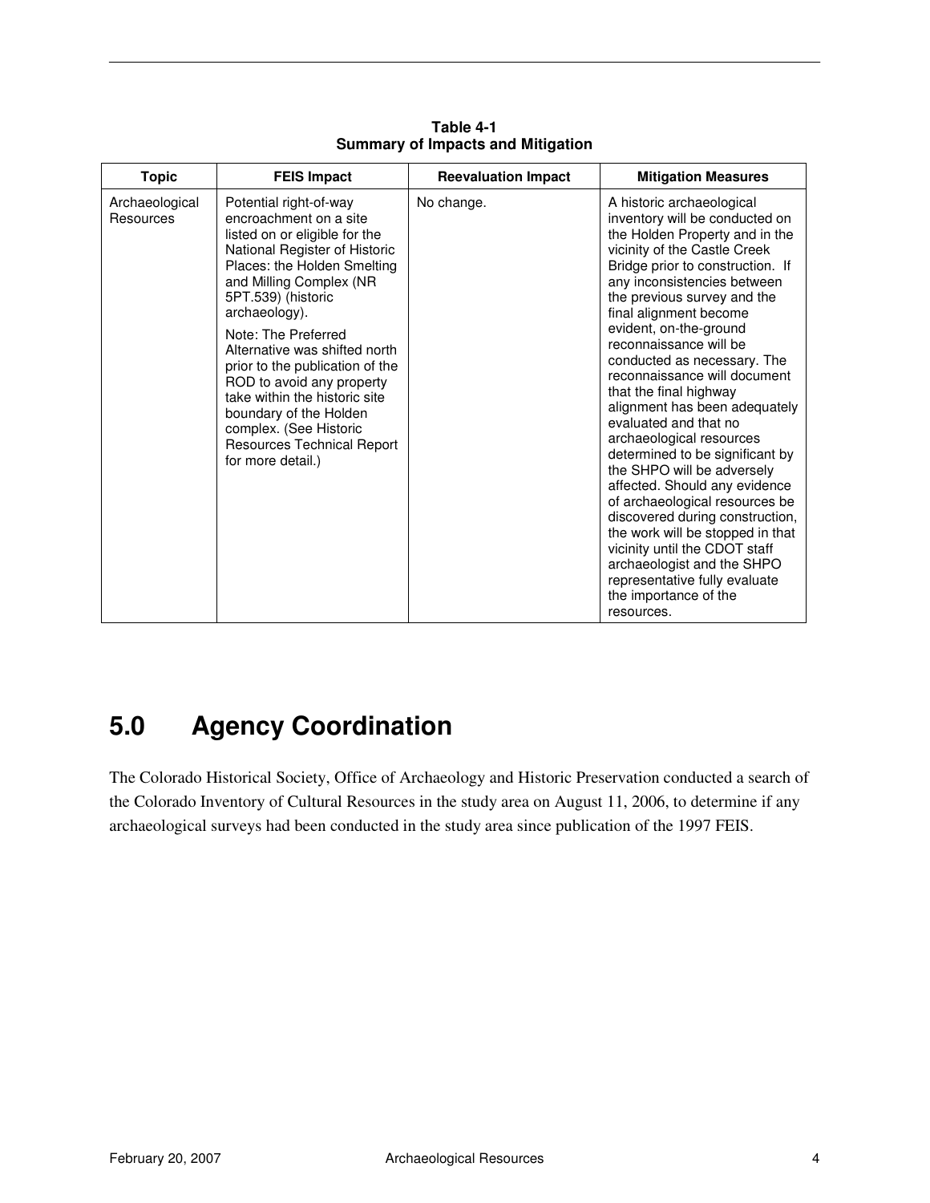**Table 4-1**
**Summary of Impacts and Mitigation**

| Topic | FEIS Impact | Reevaluation Impact | Mitigation Measures |
|---|---|---|---|
| Archaeological Resources | Potential right-of-way encroachment on a site listed on or eligible for the National Register of Historic Places: the Holden Smelting and Milling Complex (NR 5PT.539) (historic archaeology).<br><br>Note: The Preferred Alternative was shifted north prior to the publication of the ROD to avoid any property take within the historic site boundary of the Holden complex. (See Historic Resources Technical Report for more detail.) | No change. | A historic archaeological inventory will be conducted on the Holden Property and in the vicinity of the Castle Creek Bridge prior to construction. If any inconsistencies between the previous survey and the final alignment become evident, on-the-ground reconnaissance will be conducted as necessary. The reconnaissance will document that the final highway alignment has been adequately evaluated and that no archaeological resources determined to be significant by the SHPO will be adversely affected. Should any evidence of archaeological resources be discovered during construction, the work will be stopped in that vicinity until the CDOT staff archaeologist and the SHPO representative fully evaluate the importance of the resources. |

# 5.0 Agency Coordination

The Colorado Historical Society, Office of Archaeology and Historic Preservation conducted a search of the Colorado Inventory of Cultural Resources in the study area on August 11, 2006, to determine if any archaeological surveys had been conducted in the study area since publication of the 1997 FEIS.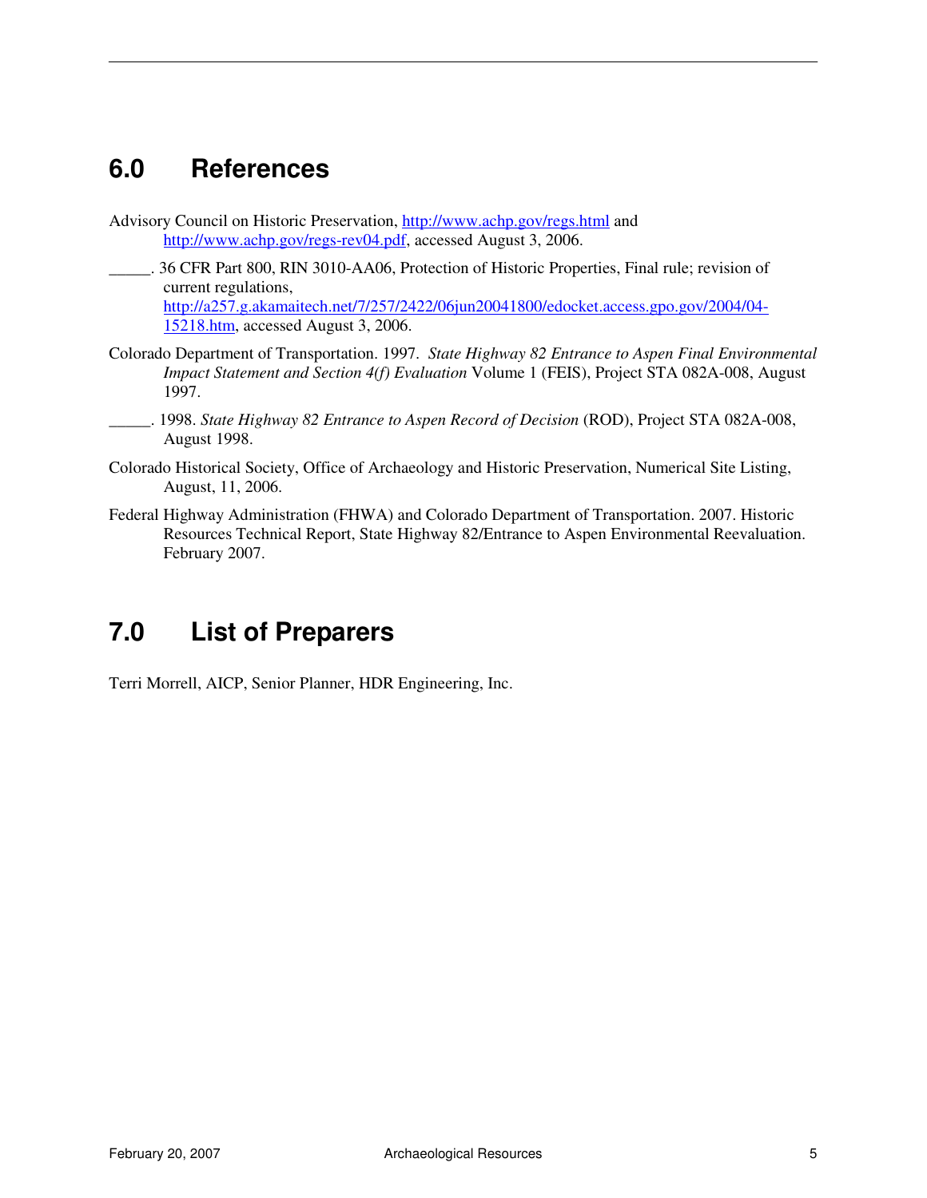## 6.0 References

Advisory Council on Historic Preservation, http://www.achp.gov/regs.html and http://www.achp.gov/regs-rev04.pdf, accessed August 3, 2006.

_____. 36 CFR Part 800, RIN 3010-AA06, Protection of Historic Properties, Final rule; revision of current regulations, http://a257.g.akamaitech.net/7/257/2422/06jun20041800/edocket.access.gpo.gov/2004/04-15218.htm, accessed August 3, 2006.

Colorado Department of Transportation. 1997. *State Highway 82 Entrance to Aspen Final Environmental Impact Statement and Section 4(f) Evaluation* Volume 1 (FEIS), Project STA 082A-008, August 1997.

_____. 1998. *State Highway 82 Entrance to Aspen Record of Decision* (ROD), Project STA 082A-008, August 1998.

Colorado Historical Society, Office of Archaeology and Historic Preservation, Numerical Site Listing, August, 11, 2006.

Federal Highway Administration (FHWA) and Colorado Department of Transportation. 2007. Historic Resources Technical Report, State Highway 82/Entrance to Aspen Environmental Reevaluation. February 2007.

## 7.0 List of Preparers

Terri Morrell, AICP, Senior Planner, HDR Engineering, Inc.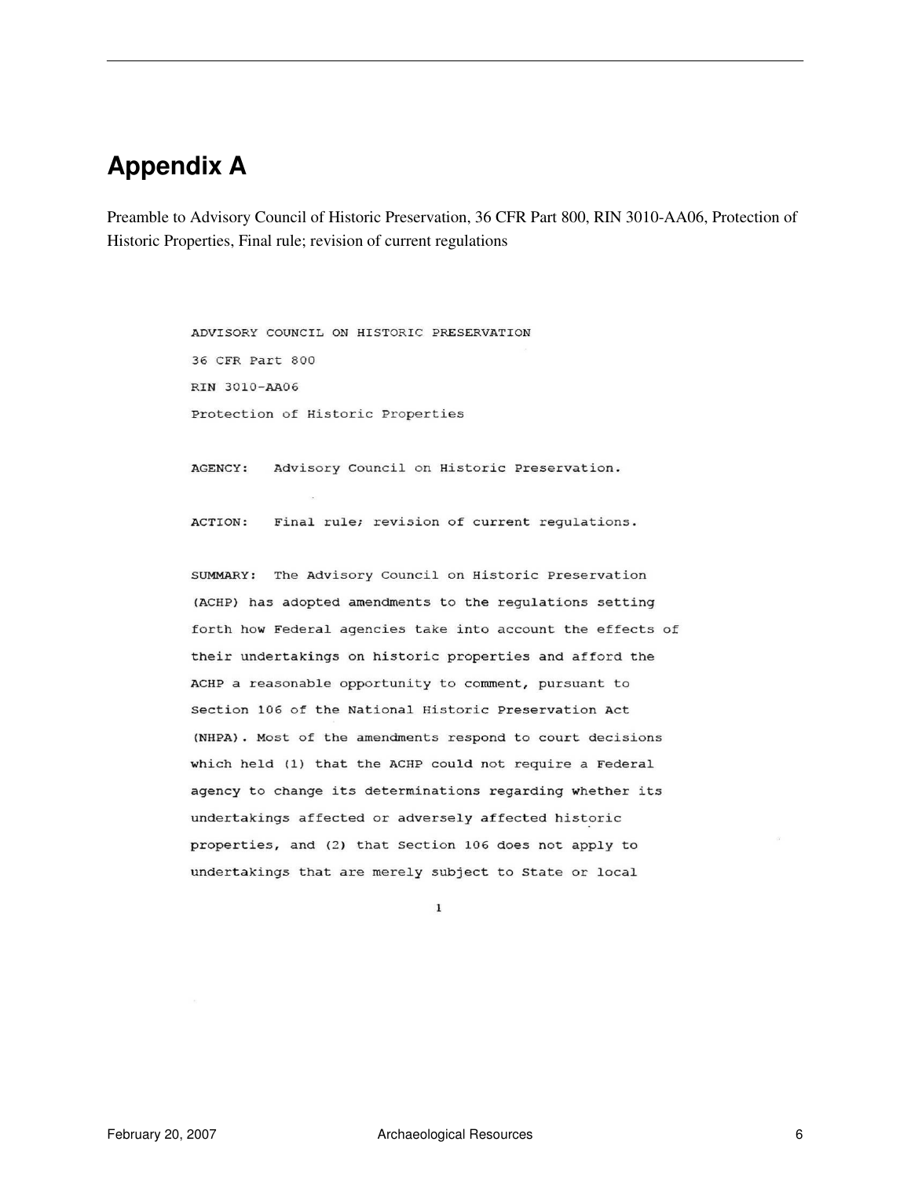## Appendix A

Preamble to Advisory Council of Historic Preservation, 36 CFR Part 800, RIN 3010-AA06, Protection of Historic Properties, Final rule; revision of current regulations

ADVISORY COUNCIL ON HISTORIC PRESERVATION

36 CFR Part 800

RIN 3010-AA06

Protection of Historic Properties

AGENCY: Advisory Council on Historic Preservation.

ACTION: Final rule; revision of current regulations.

SUMMARY: The Advisory Council on Historic Preservation (ACHP) has adopted amendments to the regulations setting forth how Federal agencies take into account the effects of their undertakings on historic properties and afford the ACHP a reasonable opportunity to comment, pursuant to Section 106 of the National Historic Preservation Act (NHPA). Most of the amendments respond to court decisions which held (1) that the ACHP could not require a Federal agency to change its determinations regarding whether its undertakings affected or adversely affected historic properties, and (2) that Section 106 does not apply to undertakings that are merely subject to State or local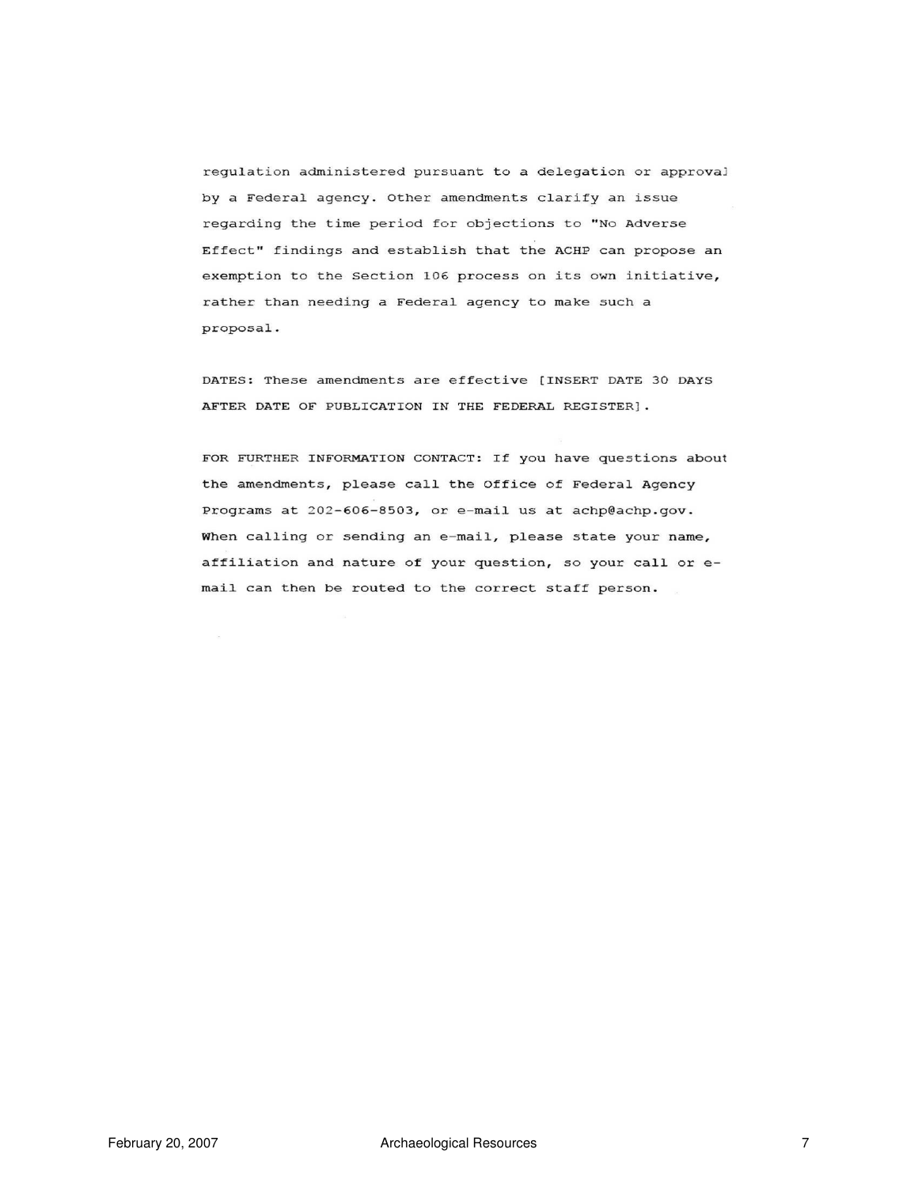regulation administered pursuant to a delegation or approval by a Federal agency. Other amendments clarify an issue regarding the time period for objections to "No Adverse Effect" findings and establish that the ACHP can propose an exemption to the Section 106 process on its own initiative, rather than needing a Federal agency to make such a proposal.

DATES: These amendments are effective [INSERT DATE 30 DAYS AFTER DATE OF PUBLICATION IN THE FEDERAL REGISTER].

FOR FURTHER INFORMATION CONTACT: If you have questions about the amendments, please call the Office of Federal Agency Programs at 202-606-8503, or e-mail us at achp@achp.gov. When calling or sending an e-mail, please state your name, affiliation and nature of your question, so your call or e-mail can then be routed to the correct staff person.